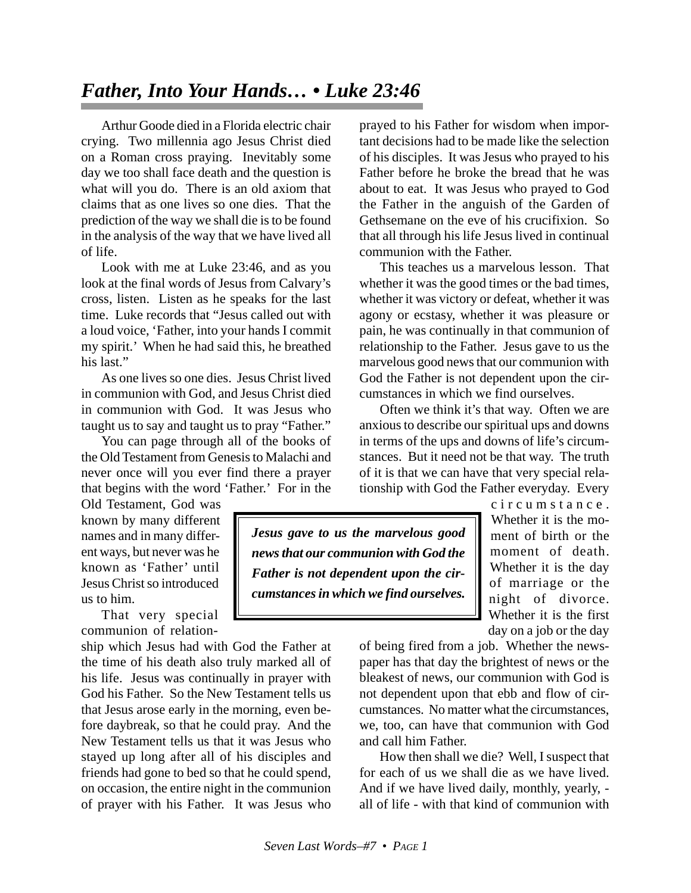# *Father, Into Your Hands… • Luke 23:46*

Arthur Goode died in a Florida electric chair crying. Two millennia ago Jesus Christ died on a Roman cross praying. Inevitably some day we too shall face death and the question is what will you do. There is an old axiom that claims that as one lives so one dies. That the prediction of the way we shall die is to be found in the analysis of the way that we have lived all of life.

Look with me at Luke 23:46, and as you look at the final words of Jesus from Calvary's cross, listen. Listen as he speaks for the last time. Luke records that "Jesus called out with a loud voice, 'Father, into your hands I commit my spirit.' When he had said this, he breathed his last."

As one lives so one dies. Jesus Christ lived in communion with God, and Jesus Christ died in communion with God. It was Jesus who taught us to say and taught us to pray "Father."

You can page through all of the books of the Old Testament from Genesis to Malachi and never once will you ever find there a prayer that begins with the word 'Father.' For in the Old Testament, God was known by many different names and in many different ways, but never was he known as 'Father' until Jesus Christ so introduced us to him.

That very special communion of relationship which Jesus had with God the Father at the time of his death also truly marked all of his life. Jesus was continually in prayer with God his Father. So the New Testament tells us that Jesus arose early in the morning, even before daybreak, so that he could pray. And the New Testament tells us that it was Jesus who stayed up long after all of his disciples and friends had gone to bed so that he could spend, on occasion, the entire night in the communion of prayer with his Father. It was Jesus who prayed to his Father for wisdom when important decisions had to be made like the selection of his disciples. It was Jesus who prayed to his Father before he broke the bread that he was about to eat. It was Jesus who prayed to God the Father in the anguish of the Garden of Gethsemane on the eve of his crucifixion. So that all through his life Jesus lived in continual communion with the Father.

This teaches us a marvelous lesson. That whether it was the good times or the bad times, whether it was victory or defeat, whether it was agony or ecstasy, whether it was pleasure or pain, he was continually in that communion of relationship to the Father. Jesus gave to us the marvelous good news that our communion with God the Father is not dependent upon the circumstances in which we find ourselves.

Often we think it's that way. Often we are anxious to describe our spiritual ups and downs in terms of the ups and downs of life's circumstances. But it need not be that way. The truth of it is that we can have that very special relationship with God the Father everyday. Every circumstance. Whether it is the moment of birth or the moment of death. Whether it is the day of marriage or the night of divorce. Whether it is the first day on a job or the day of being fired from a job. Whether the newspaper has that day the brightest of news or the bleakest of news, our communion with God is not dependent upon that ebb and flow of circumstances. No matter what the circumstances, we, too, can have that communion with God and call him Father.

> ***Jesus gave to us the marvelous good news that our communion with God the Father is not dependent upon the circumstances in which we find ourselves.***

How then shall we die? Well, I suspect that for each of us we shall die as we have lived. And if we have lived daily, monthly, yearly, - all of life - with that kind of communion with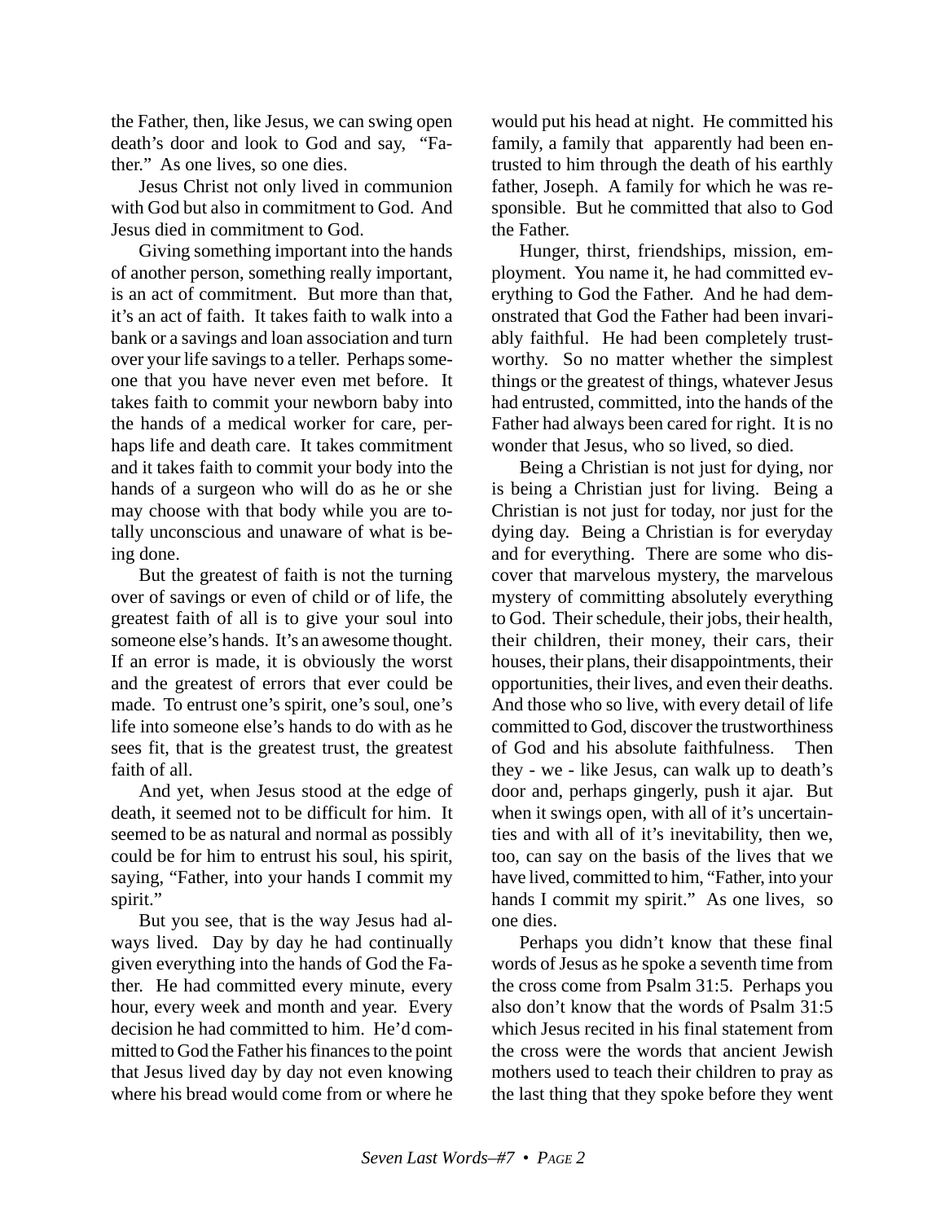the Father, then, like Jesus, we can swing open death's door and look to God and say, "Father." As one lives, so one dies.

Jesus Christ not only lived in communion with God but also in commitment to God. And Jesus died in commitment to God.

Giving something important into the hands of another person, something really important, is an act of commitment. But more than that, it's an act of faith. It takes faith to walk into a bank or a savings and loan association and turn over your life savings to a teller. Perhaps someone that you have never even met before. It takes faith to commit your newborn baby into the hands of a medical worker for care, perhaps life and death care. It takes commitment and it takes faith to commit your body into the hands of a surgeon who will do as he or she may choose with that body while you are totally unconscious and unaware of what is being done.

But the greatest of faith is not the turning over of savings or even of child or of life, the greatest faith of all is to give your soul into someone else's hands. It's an awesome thought. If an error is made, it is obviously the worst and the greatest of errors that ever could be made. To entrust one's spirit, one's soul, one's life into someone else's hands to do with as he sees fit, that is the greatest trust, the greatest faith of all.

And yet, when Jesus stood at the edge of death, it seemed not to be difficult for him. It seemed to be as natural and normal as possibly could be for him to entrust his soul, his spirit, saying, "Father, into your hands I commit my spirit."

But you see, that is the way Jesus had always lived. Day by day he had continually given everything into the hands of God the Father. He had committed every minute, every hour, every week and month and year. Every decision he had committed to him. He'd committed to God the Father his finances to the point that Jesus lived day by day not even knowing where his bread would come from or where he would put his head at night. He committed his family, a family that apparently had been entrusted to him through the death of his earthly father, Joseph. A family for which he was responsible. But he committed that also to God the Father.

Hunger, thirst, friendships, mission, employment. You name it, he had committed everything to God the Father. And he had demonstrated that God the Father had been invariably faithful. He had been completely trustworthy. So no matter whether the simplest things or the greatest of things, whatever Jesus had entrusted, committed, into the hands of the Father had always been cared for right. It is no wonder that Jesus, who so lived, so died.

Being a Christian is not just for dying, nor is being a Christian just for living. Being a Christian is not just for today, nor just for the dying day. Being a Christian is for everyday and for everything. There are some who discover that marvelous mystery, the marvelous mystery of committing absolutely everything to God. Their schedule, their jobs, their health, their children, their money, their cars, their houses, their plans, their disappointments, their opportunities, their lives, and even their deaths. And those who so live, with every detail of life committed to God, discover the trustworthiness of God and his absolute faithfulness. Then they - we - like Jesus, can walk up to death's door and, perhaps gingerly, push it ajar. But when it swings open, with all of it's uncertainties and with all of it's inevitability, then we, too, can say on the basis of the lives that we have lived, committed to him, "Father, into your hands I commit my spirit." As one lives, so one dies.

Perhaps you didn't know that these final words of Jesus as he spoke a seventh time from the cross come from Psalm 31:5. Perhaps you also don't know that the words of Psalm 31:5 which Jesus recited in his final statement from the cross were the words that ancient Jewish mothers used to teach their children to pray as the last thing that they spoke before they went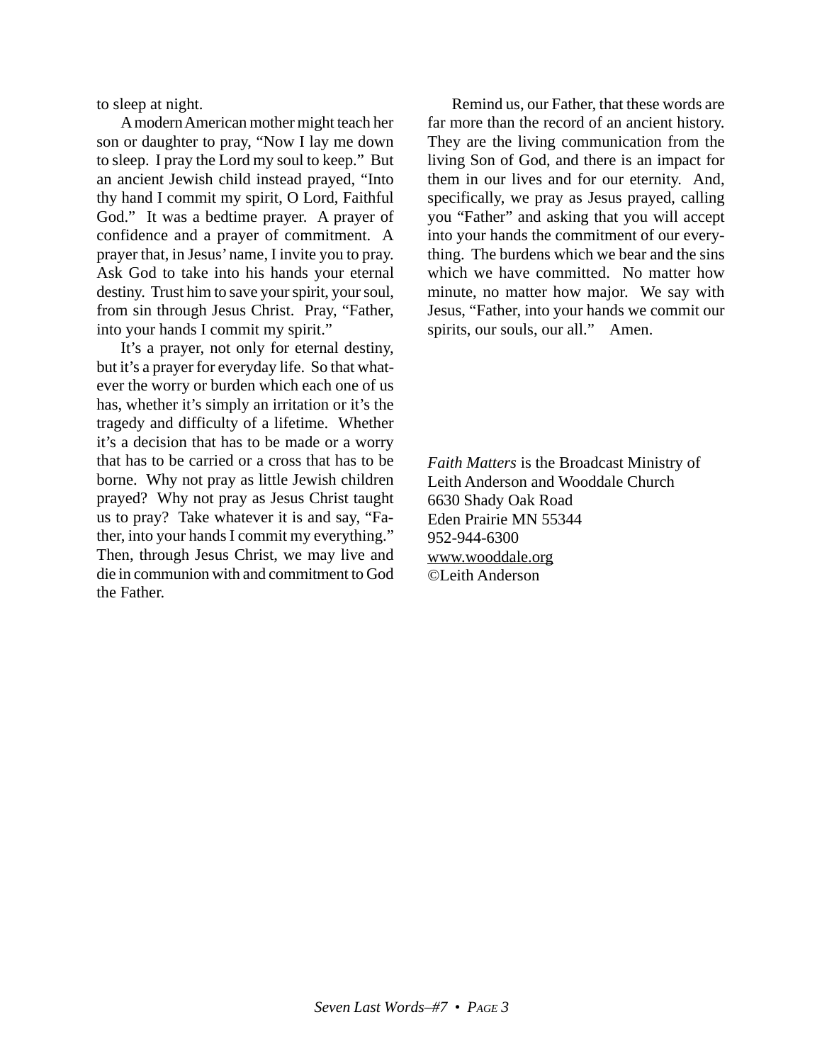to sleep at night.

A modern American mother might teach her son or daughter to pray, "Now I lay me down to sleep. I pray the Lord my soul to keep." But an ancient Jewish child instead prayed, "Into thy hand I commit my spirit, O Lord, Faithful God." It was a bedtime prayer. A prayer of confidence and a prayer of commitment. A prayer that, in Jesus' name, I invite you to pray. Ask God to take into his hands your eternal destiny. Trust him to save your spirit, your soul, from sin through Jesus Christ. Pray, "Father, into your hands I commit my spirit."

It's a prayer, not only for eternal destiny, but it's a prayer for everyday life. So that whatever the worry or burden which each one of us has, whether it's simply an irritation or it's the tragedy and difficulty of a lifetime. Whether it's a decision that has to be made or a worry that has to be carried or a cross that has to be borne. Why not pray as little Jewish children prayed? Why not pray as Jesus Christ taught us to pray? Take whatever it is and say, "Father, into your hands I commit my everything." Then, through Jesus Christ, we may live and die in communion with and commitment to God the Father.

Remind us, our Father, that these words are far more than the record of an ancient history. They are the living communication from the living Son of God, and there is an impact for them in our lives and for our eternity. And, specifically, we pray as Jesus prayed, calling you "Father" and asking that you will accept into your hands the commitment of our everything. The burdens which we bear and the sins which we have committed. No matter how minute, no matter how major. We say with Jesus, "Father, into your hands we commit our spirits, our souls, our all." Amen.

*Faith Matters* is the Broadcast Ministry of
Leith Anderson and Wooddale Church
6630 Shady Oak Road
Eden Prairie MN 55344
952-944-6300
www.wooddale.org
©Leith Anderson